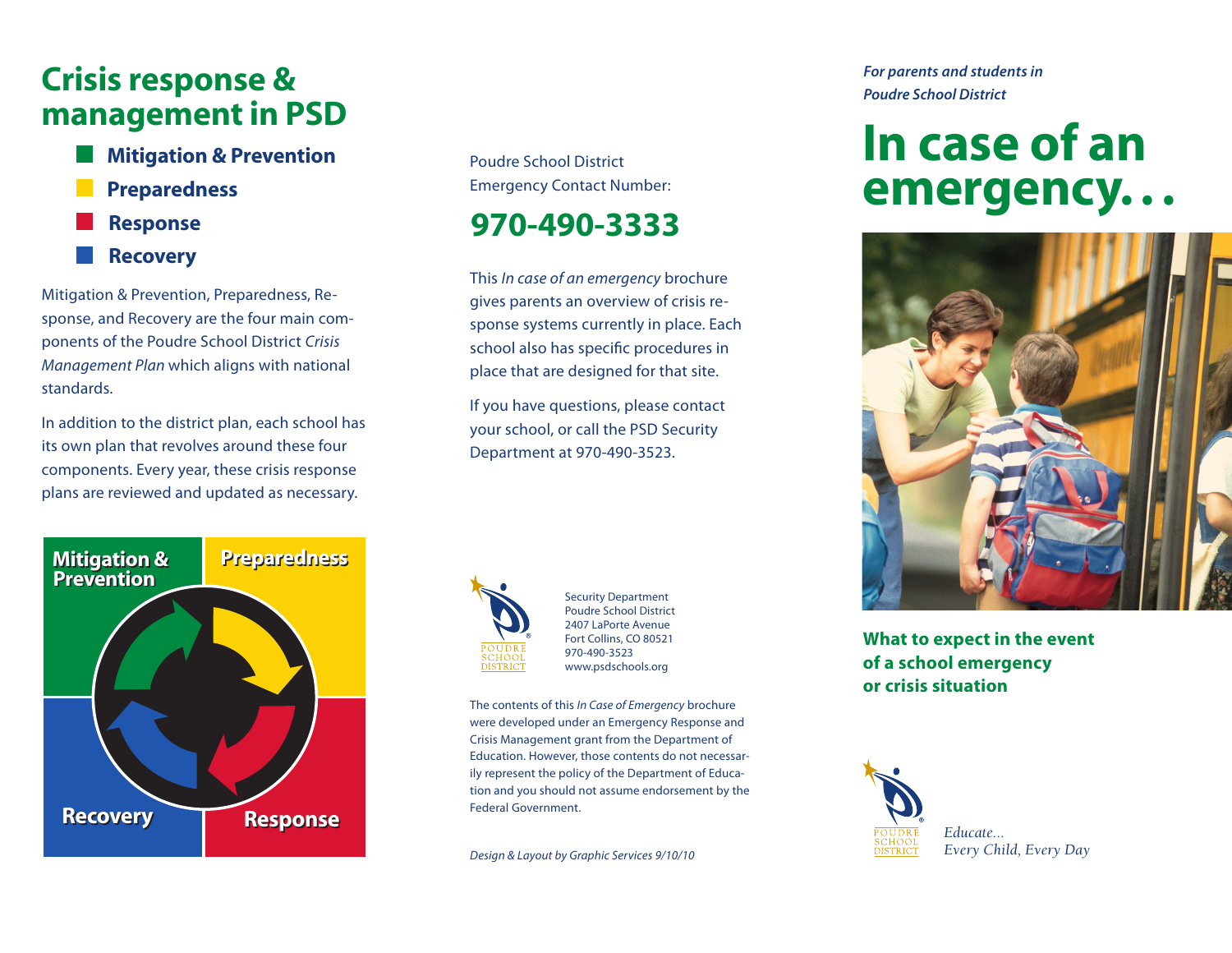# Crisis response & management in PSD

- **Mitigation & Prevention**
- **Preparedness**
- **Response**
- **Recovery**

Mitigation & Prevention, Preparedness, Response, and Recovery are the four main components of the Poudre School District *Crisis Management Plan* which aligns with national standards.

In addition to the district plan, each school has its own plan that revolves around these four components. Every year, these crisis response plans are reviewed and updated as necessary.

Mitigation & Prevention | Preparedness | Response | Recovery

Poudre School District
Emergency Contact Number:

## 970-490-3333

This *In case of an emergency* brochure gives parents an overview of crisis response systems currently in place. Each school also has specific procedures in place that are designed for that site.

If you have questions, please contact your school, or call the PSD Security Department at 970-490-3523.

POUDRE SCHOOL DISTRICT

Security Department
Poudre School District
2407 LaPorte Avenue
Fort Collins, CO 80521
970-490-3523
www.psdschools.org

The contents of this *In Case of Emergency* brochure were developed under an Emergency Response and Crisis Management grant from the Department of Education. However, those contents do not necessarily represent the policy of the Department of Education and you should not assume endorsement by the Federal Government.

*Design & Layout by Graphic Services 9/10/10*

*For parents and students in Poudre School District*

# In case of an emergency. . .

**What to expect in the event of a school emergency or crisis situation**

POUDRE SCHOOL DISTRICT

*Educate...
Every Child, Every Day*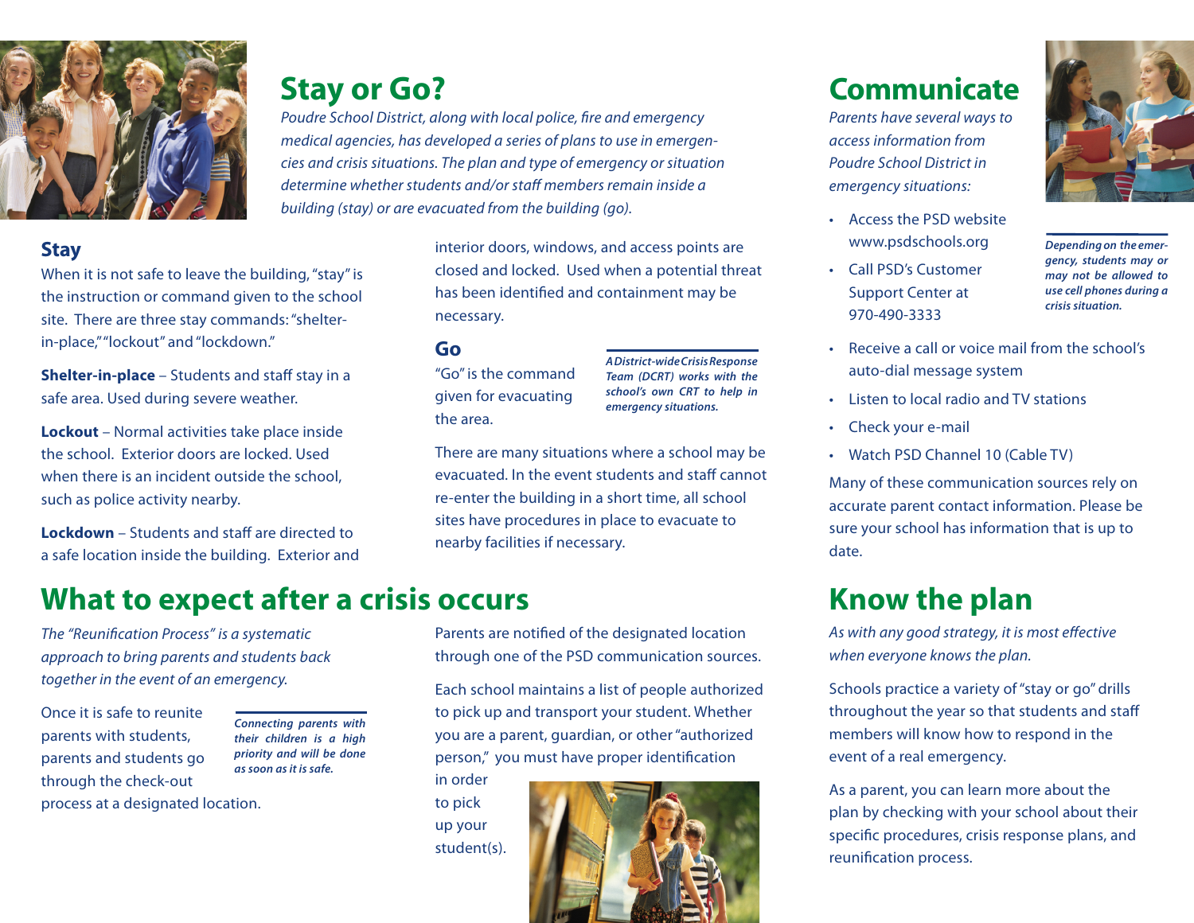## Stay or Go?

*Poudre School District, along with local police, fire and emergency medical agencies, has developed a series of plans to use in emergencies and crisis situations. The plan and type of emergency or situation determine whether students and/or staff members remain inside a building (stay) or are evacuated from the building (go).*

### Stay

When it is not safe to leave the building, "stay" is the instruction or command given to the school site. There are three stay commands: "shelter-in-place," "lockout" and "lockdown."

**Shelter-in-place** – Students and staff stay in a safe area. Used during severe weather.

**Lockout** – Normal activities take place inside the school. Exterior doors are locked. Used when there is an incident outside the school, such as police activity nearby.

**Lockdown** – Students and staff are directed to a safe location inside the building. Exterior and interior doors, windows, and access points are closed and locked. Used when a potential threat has been identified and containment may be necessary.

### Go

"Go" is the command given for evacuating the area.

***A District-wide Crisis Response Team (DCRT) works with the school's own CRT to help in emergency situations.***

There are many situations where a school may be evacuated. In the event students and staff cannot re-enter the building in a short time, all school sites have procedures in place to evacuate to nearby facilities if necessary.

## Communicate

*Parents have several ways to access information from Poudre School District in emergency situations:*

- Access the PSD website www.psdschools.org
- Call PSD's Customer Support Center at 970-490-3333
- Receive a call or voice mail from the school's auto-dial message system
- Listen to local radio and TV stations
- Check your e-mail
- Watch PSD Channel 10 (Cable TV)

***Depending on the emergency, students may or may not be allowed to use cell phones during a crisis situation.***

Many of these communication sources rely on accurate parent contact information. Please be sure your school has information that is up to date.

## What to expect after a crisis occurs

*The "Reunification Process" is a systematic approach to bring parents and students back together in the event of an emergency.*

Once it is safe to reunite parents with students, parents and students go through the check-out process at a designated location.

***Connecting parents with their children is a high priority and will be done as soon as it is safe.***

Parents are notified of the designated location through one of the PSD communication sources.

Each school maintains a list of people authorized to pick up and transport your student. Whether you are a parent, guardian, or other "authorized person," you must have proper identification in order to pick up your student(s).

## Know the plan

*As with any good strategy, it is most effective when everyone knows the plan.*

Schools practice a variety of "stay or go" drills throughout the year so that students and staff members will know how to respond in the event of a real emergency.

As a parent, you can learn more about the plan by checking with your school about their specific procedures, crisis response plans, and reunification process.